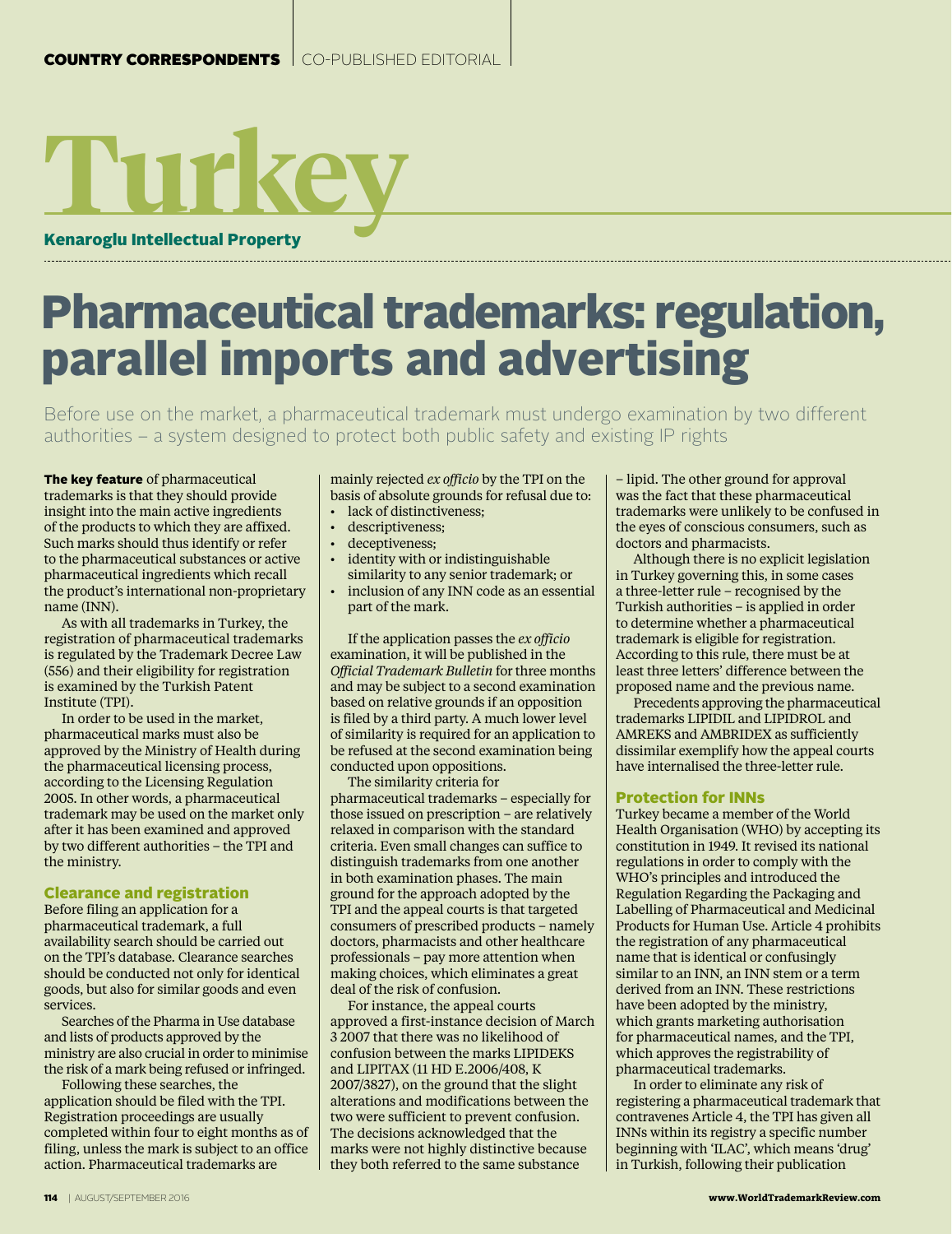COUNTRY CORRESPONDENTS | CO-PUBLISHED EDITORIAL

# Turkey

**Kenaroglu Intellectual Property**

# Pharmaceutical trademarks: regulation, parallel imports and advertising

Before use on the market, a pharmaceutical trademark must undergo examination by two different authorities – a system designed to protect both public safety and existing IP rights

**The key feature** of pharmaceutical trademarks is that they should provide insight into the main active ingredients of the products to which they are affixed. Such marks should thus identify or refer to the pharmaceutical substances or active pharmaceutical ingredients which recall the product's international non-proprietary name (INN).

As with all trademarks in Turkey, the registration of pharmaceutical trademarks is regulated by the Trademark Decree Law (556) and their eligibility for registration is examined by the Turkish Patent Institute (TPI).

In order to be used in the market, pharmaceutical marks must also be approved by the Ministry of Health during the pharmaceutical licensing process, according to the Licensing Regulation 2005. In other words, a pharmaceutical trademark may be used on the market only after it has been examined and approved by two different authorities – the TPI and the ministry.

## Clearance and registration

Before filing an application for a pharmaceutical trademark, a full availability search should be carried out on the TPI's database. Clearance searches should be conducted not only for identical goods, but also for similar goods and even services.

Searches of the Pharma in Use database and lists of products approved by the ministry are also crucial in order to minimise the risk of a mark being refused or infringed.

Following these searches, the application should be filed with the TPI. Registration proceedings are usually completed within four to eight months as of filing, unless the mark is subject to an office action. Pharmaceutical trademarks are mainly rejected *ex officio* by the TPI on the basis of absolute grounds for refusal due to:

- lack of distinctiveness;
- descriptiveness;
- deceptiveness;
- identity with or indistinguishable similarity to any senior trademark; or
- inclusion of any INN code as an essential part of the mark.

If the application passes the *ex officio* examination, it will be published in the *Official Trademark Bulletin* for three months and may be subject to a second examination based on relative grounds if an opposition is filed by a third party. A much lower level of similarity is required for an application to be refused at the second examination being conducted upon oppositions.

The similarity criteria for pharmaceutical trademarks – especially for those issued on prescription – are relatively relaxed in comparison with the standard criteria. Even small changes can suffice to distinguish trademarks from one another in both examination phases. The main ground for the approach adopted by the TPI and the appeal courts is that targeted consumers of prescribed products – namely doctors, pharmacists and other healthcare professionals – pay more attention when making choices, which eliminates a great deal of the risk of confusion.

For instance, the appeal courts approved a first-instance decision of March 3 2007 that there was no likelihood of confusion between the marks LIPIDEKS and LIPITAX (11 HD E.2006/408, K 2007/3827), on the ground that the slight alterations and modifications between the two were sufficient to prevent confusion. The decisions acknowledged that the marks were not highly distinctive because they both referred to the same substance – lipid. The other ground for approval was the fact that these pharmaceutical trademarks were unlikely to be confused in the eyes of conscious consumers, such as doctors and pharmacists.

Although there is no explicit legislation in Turkey governing this, in some cases a three-letter rule – recognised by the Turkish authorities – is applied in order to determine whether a pharmaceutical trademark is eligible for registration. According to this rule, there must be at least three letters' difference between the proposed name and the previous name.

Precedents approving the pharmaceutical trademarks LIPIDIL and LIPIDROL and AMREKS and AMBRIDEX as sufficiently dissimilar exemplify how the appeal courts have internalised the three-letter rule.

## Protection for INNs

Turkey became a member of the World Health Organisation (WHO) by accepting its constitution in 1949. It revised its national regulations in order to comply with the WHO's principles and introduced the Regulation Regarding the Packaging and Labelling of Pharmaceutical and Medicinal Products for Human Use. Article 4 prohibits the registration of any pharmaceutical name that is identical or confusingly similar to an INN, an INN stem or a term derived from an INN. These restrictions have been adopted by the ministry, which grants marketing authorisation for pharmaceutical names, and the TPI, which approves the registrability of pharmaceutical trademarks.

In order to eliminate any risk of registering a pharmaceutical trademark that contravenes Article 4, the TPI has given all INNs within its registry a specific number beginning with 'ILAC', which means 'drug' in Turkish, following their publication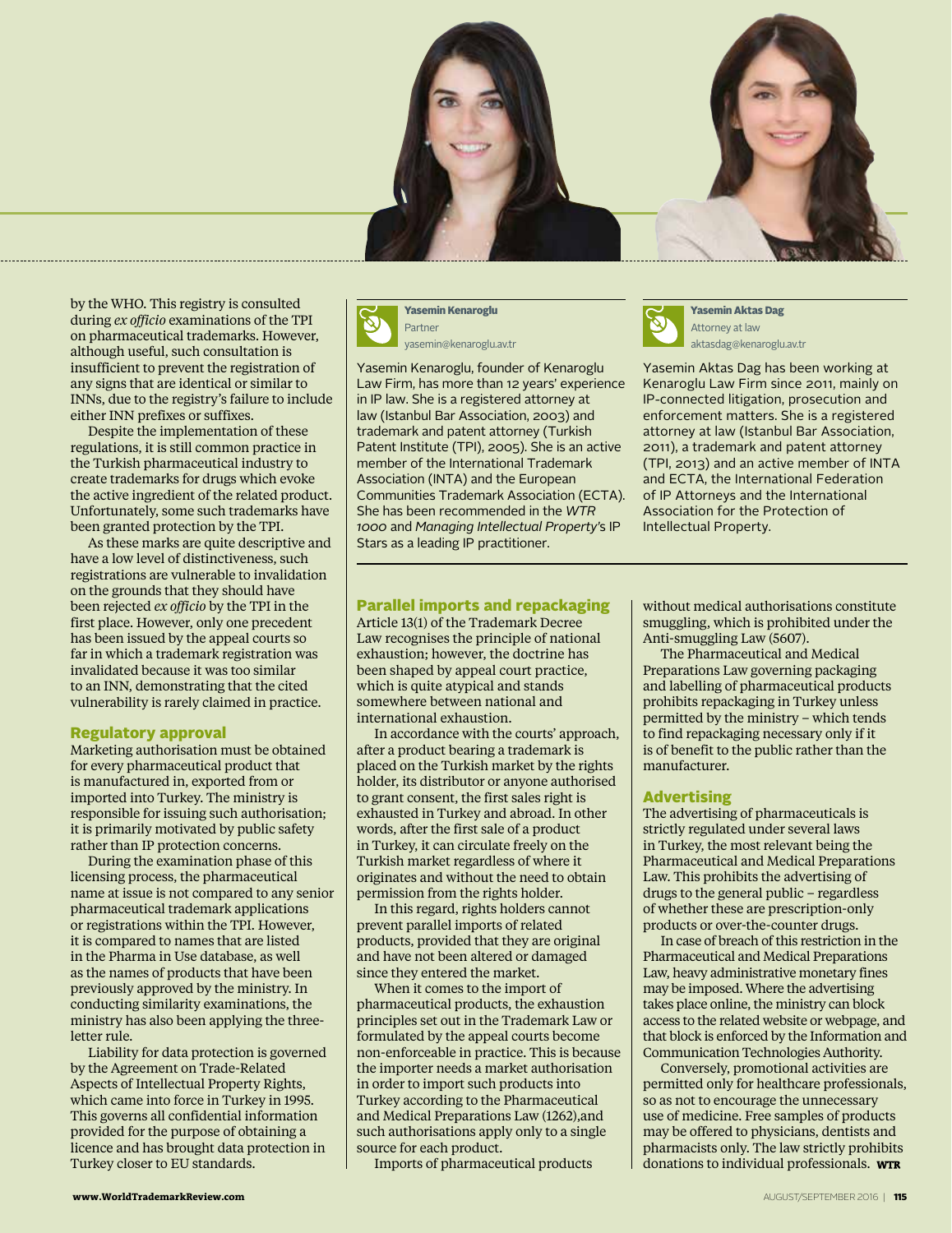by the WHO. This registry is consulted during *ex officio* examinations of the TPI on pharmaceutical trademarks. However, although useful, such consultation is insufficient to prevent the registration of any signs that are identical or similar to INNs, due to the registry's failure to include either INN prefixes or suffixes.

Despite the implementation of these regulations, it is still common practice in the Turkish pharmaceutical industry to create trademarks for drugs which evoke the active ingredient of the related product. Unfortunately, some such trademarks have been granted protection by the TPI.

As these marks are quite descriptive and have a low level of distinctiveness, such registrations are vulnerable to invalidation on the grounds that they should have been rejected *ex officio* by the TPI in the first place. However, only one precedent has been issued by the appeal courts so far in which a trademark registration was invalidated because it was too similar to an INN, demonstrating that the cited vulnerability is rarely claimed in practice.

## Regulatory approval

Marketing authorisation must be obtained for every pharmaceutical product that is manufactured in, exported from or imported into Turkey. The ministry is responsible for issuing such authorisation; it is primarily motivated by public safety rather than IP protection concerns.

During the examination phase of this licensing process, the pharmaceutical name at issue is not compared to any senior pharmaceutical trademark applications or registrations within the TPI. However, it is compared to names that are listed in the Pharma in Use database, as well as the names of products that have been previously approved by the ministry. In conducting similarity examinations, the ministry has also been applying the three-letter rule.

Liability for data protection is governed by the Agreement on Trade-Related Aspects of Intellectual Property Rights, which came into force in Turkey in 1995. This governs all confidential information provided for the purpose of obtaining a licence and has brought data protection in Turkey closer to EU standards.

**Yasemin Kenaroglu**
Partner
yasemin@kenaroglu.av.tr

Yasemin Kenaroglu, founder of Kenaroglu Law Firm, has more than 12 years' experience in IP law. She is a registered attorney at law (Istanbul Bar Association, 2003) and trademark and patent attorney (Turkish Patent Institute (TPI), 2005). She is an active member of the International Trademark Association (INTA) and the European Communities Trademark Association (ECTA). She has been recommended in the *WTR 1000* and *Managing Intellectual Property*'s IP Stars as a leading IP practitioner.

**Yasemin Aktas Dag**
Attorney at law
aktasdag@kenaroglu.av.tr

Yasemin Aktas Dag has been working at Kenaroglu Law Firm since 2011, mainly on IP-connected litigation, prosecution and enforcement matters. She is a registered attorney at law (Istanbul Bar Association, 2011), a trademark and patent attorney (TPI, 2013) and an active member of INTA and ECTA, the International Federation of IP Attorneys and the International Association for the Protection of Intellectual Property.

## Parallel imports and repackaging

Article 13(1) of the Trademark Decree Law recognises the principle of national exhaustion; however, the doctrine has been shaped by appeal court practice, which is quite atypical and stands somewhere between national and international exhaustion.

In accordance with the courts' approach, after a product bearing a trademark is placed on the Turkish market by the rights holder, its distributor or anyone authorised to grant consent, the first sales right is exhausted in Turkey and abroad. In other words, after the first sale of a product in Turkey, it can circulate freely on the Turkish market regardless of where it originates and without the need to obtain permission from the rights holder.

In this regard, rights holders cannot prevent parallel imports of related products, provided that they are original and have not been altered or damaged since they entered the market.

When it comes to the import of pharmaceutical products, the exhaustion principles set out in the Trademark Law or formulated by the appeal courts become non-enforceable in practice. This is because the importer needs a market authorisation in order to import such products into Turkey according to the Pharmaceutical and Medical Preparations Law (1262),and such authorisations apply only to a single source for each product.

Imports of pharmaceutical products without medical authorisations constitute smuggling, which is prohibited under the Anti-smuggling Law (5607).

The Pharmaceutical and Medical Preparations Law governing packaging and labelling of pharmaceutical products prohibits repackaging in Turkey unless permitted by the ministry – which tends to find repackaging necessary only if it is of benefit to the public rather than the manufacturer.

## Advertising

The advertising of pharmaceuticals is strictly regulated under several laws in Turkey, the most relevant being the Pharmaceutical and Medical Preparations Law. This prohibits the advertising of drugs to the general public – regardless of whether these are prescription-only products or over-the-counter drugs.

In case of breach of this restriction in the Pharmaceutical and Medical Preparations Law, heavy administrative monetary fines may be imposed. Where the advertising takes place online, the ministry can block access to the related website or webpage, and that block is enforced by the Information and Communication Technologies Authority.

Conversely, promotional activities are permitted only for healthcare professionals, so as not to encourage the unnecessary use of medicine. Free samples of products may be offered to physicians, dentists and pharmacists only. The law strictly prohibits donations to individual professionals. **WTR**